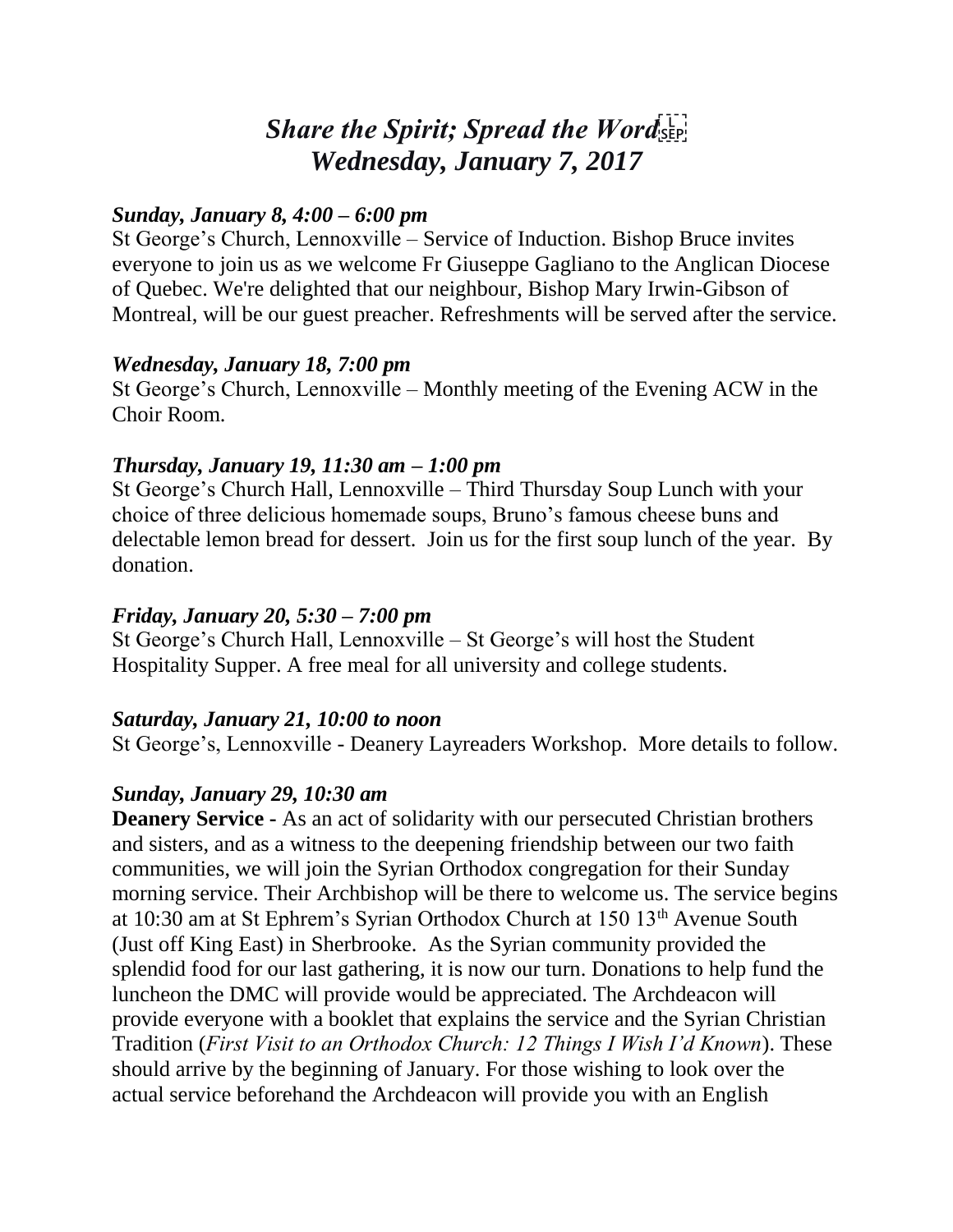# *Share the Spirit; Spread the Word*
# *Wednesday, January 7, 2017*

### *Sunday, January 8, 4:00 – 6:00 pm*

St George's Church, Lennoxville – Service of Induction. Bishop Bruce invites everyone to join us as we welcome Fr Giuseppe Gagliano to the Anglican Diocese of Quebec. We're delighted that our neighbour, Bishop Mary Irwin-Gibson of Montreal, will be our guest preacher. Refreshments will be served after the service.

### *Wednesday, January 18, 7:00 pm*

St George's Church, Lennoxville – Monthly meeting of the Evening ACW in the Choir Room.

### *Thursday, January 19, 11:30 am – 1:00 pm*

St George's Church Hall, Lennoxville – Third Thursday Soup Lunch with your choice of three delicious homemade soups, Bruno's famous cheese buns and delectable lemon bread for dessert. Join us for the first soup lunch of the year. By donation.

### *Friday, January 20, 5:30 – 7:00 pm*

St George's Church Hall, Lennoxville – St George's will host the Student Hospitality Supper. A free meal for all university and college students.

### *Saturday, January 21, 10:00 to noon*

St George's, Lennoxville - Deanery Layreaders Workshop. More details to follow.

### *Sunday, January 29, 10:30 am*

**Deanery Service -** As an act of solidarity with our persecuted Christian brothers and sisters, and as a witness to the deepening friendship between our two faith communities, we will join the Syrian Orthodox congregation for their Sunday morning service. Their Archbishop will be there to welcome us. The service begins at 10:30 am at St Ephrem's Syrian Orthodox Church at 150 13th Avenue South (Just off King East) in Sherbrooke. As the Syrian community provided the splendid food for our last gathering, it is now our turn. Donations to help fund the luncheon the DMC will provide would be appreciated. The Archdeacon will provide everyone with a booklet that explains the service and the Syrian Christian Tradition (*First Visit to an Orthodox Church: 12 Things I Wish I'd Known*). These should arrive by the beginning of January. For those wishing to look over the actual service beforehand the Archdeacon will provide you with an English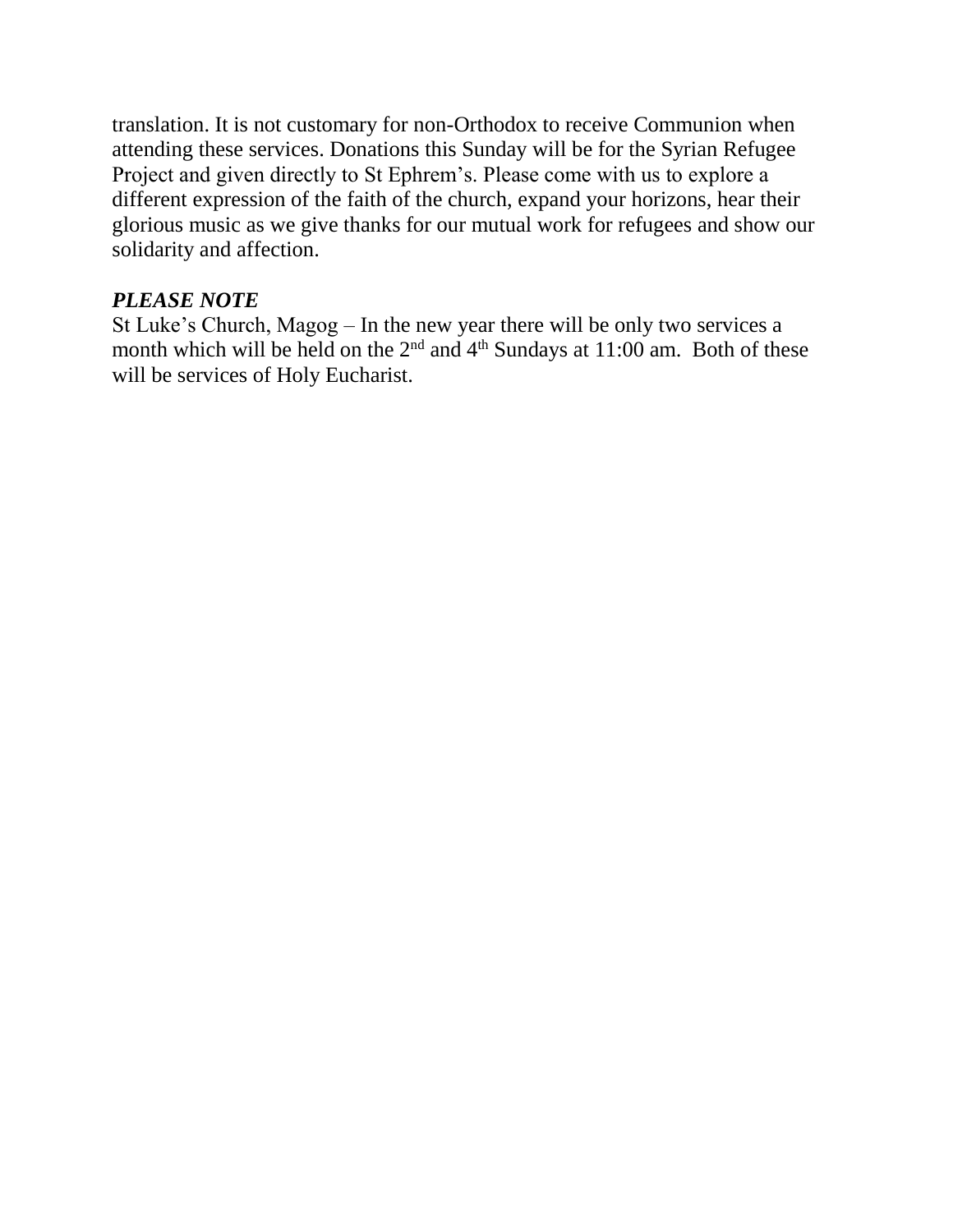translation. It is not customary for non-Orthodox to receive Communion when attending these services. Donations this Sunday will be for the Syrian Refugee Project and given directly to St Ephrem's. Please come with us to explore a different expression of the faith of the church, expand your horizons, hear their glorious music as we give thanks for our mutual work for refugees and show our solidarity and affection.

***PLEASE NOTE***

St Luke's Church, Magog – In the new year there will be only two services a month which will be held on the 2nd and 4th Sundays at 11:00 am. Both of these will be services of Holy Eucharist.